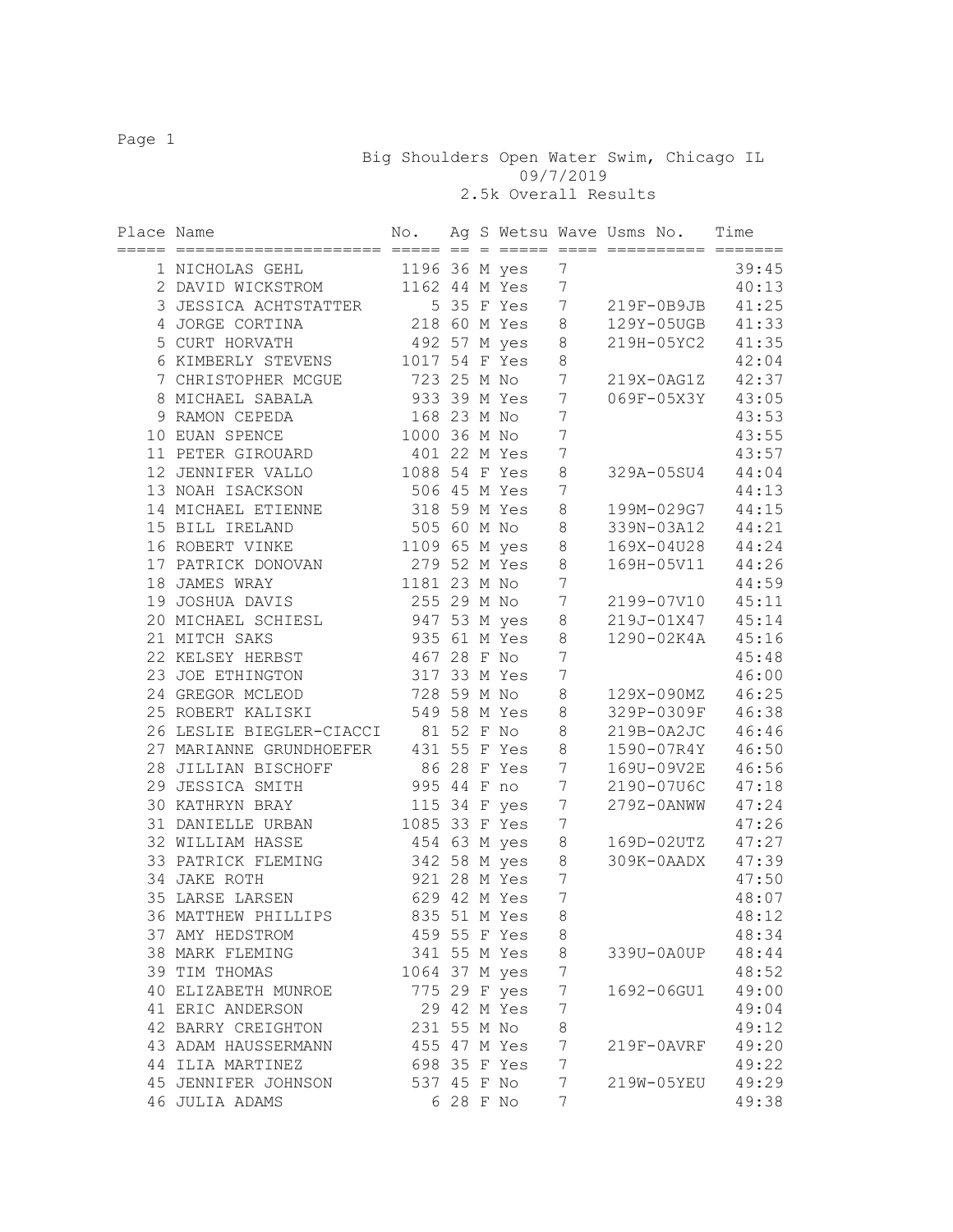# Big Shoulders Open Water Swim, Chicago IL

09/7/2019

2.5k Overall Results

| Place | Name | No. | Ag | S | Wetsu | Wave | Usms No. | Time |
|---|---|---|---|---|---|---|---|---|
| 1 | NICHOLAS GEHL | 1196 | 36 | M | yes | 7 | | 39:45 |
| 2 | DAVID WICKSTROM | 1162 | 44 | M | Yes | 7 | | 40:13 |
| 3 | JESSICA ACHTSTATTER | 5 | 35 | F | Yes | 7 | 219F-0B9JB | 41:25 |
| 4 | JORGE CORTINA | 218 | 60 | M | Yes | 8 | 129Y-05UGB | 41:33 |
| 5 | CURT HORVATH | 492 | 57 | M | yes | 8 | 219H-05YC2 | 41:35 |
| 6 | KIMBERLY STEVENS | 1017 | 54 | F | Yes | 8 | | 42:04 |
| 7 | CHRISTOPHER MCGUE | 723 | 25 | M | No | 7 | 219X-0AG1Z | 42:37 |
| 8 | MICHAEL SABALA | 933 | 39 | M | Yes | 7 | 069F-05X3Y | 43:05 |
| 9 | RAMON CEPEDA | 168 | 23 | M | No | 7 | | 43:53 |
| 10 | EUAN SPENCE | 1000 | 36 | M | No | 7 | | 43:55 |
| 11 | PETER GIROUARD | 401 | 22 | M | Yes | 7 | | 43:57 |
| 12 | JENNIFER VALLO | 1088 | 54 | F | Yes | 8 | 329A-05SU4 | 44:04 |
| 13 | NOAH ISACKSON | 506 | 45 | M | Yes | 7 | | 44:13 |
| 14 | MICHAEL ETIENNE | 318 | 59 | M | Yes | 8 | 199M-029G7 | 44:15 |
| 15 | BILL IRELAND | 505 | 60 | M | No | 8 | 339N-03A12 | 44:21 |
| 16 | ROBERT VINKE | 1109 | 65 | M | yes | 8 | 169X-04U28 | 44:24 |
| 17 | PATRICK DONOVAN | 279 | 52 | M | Yes | 8 | 169H-05V11 | 44:26 |
| 18 | JAMES WRAY | 1181 | 23 | M | No | 7 | | 44:59 |
| 19 | JOSHUA DAVIS | 255 | 29 | M | No | 7 | 2199-07V10 | 45:11 |
| 20 | MICHAEL SCHIESL | 947 | 53 | M | yes | 8 | 219J-01X47 | 45:14 |
| 21 | MITCH SAKS | 935 | 61 | M | Yes | 8 | 1290-02K4A | 45:16 |
| 22 | KELSEY HERBST | 467 | 28 | F | No | 7 | | 45:48 |
| 23 | JOE ETHINGTON | 317 | 33 | M | Yes | 7 | | 46:00 |
| 24 | GREGOR MCLEOD | 728 | 59 | M | No | 8 | 129X-090MZ | 46:25 |
| 25 | ROBERT KALISKI | 549 | 58 | M | Yes | 8 | 329P-0309F | 46:38 |
| 26 | LESLIE BIEGLER-CIACCI | 81 | 52 | F | No | 8 | 219B-0A2JC | 46:46 |
| 27 | MARIANNE GRUNDHOEFER | 431 | 55 | F | Yes | 8 | 1590-07R4Y | 46:50 |
| 28 | JILLIAN BISCHOFF | 86 | 28 | F | Yes | 7 | 169U-09V2E | 46:56 |
| 29 | JESSICA SMITH | 995 | 44 | F | no | 7 | 2190-07U6C | 47:18 |
| 30 | KATHRYN BRAY | 115 | 34 | F | yes | 7 | 279Z-0ANWW | 47:24 |
| 31 | DANIELLE URBAN | 1085 | 33 | F | Yes | 7 | | 47:26 |
| 32 | WILLIAM HASSE | 454 | 63 | M | yes | 8 | 169D-02UTZ | 47:27 |
| 33 | PATRICK FLEMING | 342 | 58 | M | yes | 8 | 309K-0AADX | 47:39 |
| 34 | JAKE ROTH | 921 | 28 | M | Yes | 7 | | 47:50 |
| 35 | LARSE LARSEN | 629 | 42 | M | Yes | 7 | | 48:07 |
| 36 | MATTHEW PHILLIPS | 835 | 51 | M | Yes | 8 | | 48:12 |
| 37 | AMY HEDSTROM | 459 | 55 | F | Yes | 8 | | 48:34 |
| 38 | MARK FLEMING | 341 | 55 | M | Yes | 8 | 339U-0A0UP | 48:44 |
| 39 | TIM THOMAS | 1064 | 37 | M | yes | 7 | | 48:52 |
| 40 | ELIZABETH MUNROE | 775 | 29 | F | yes | 7 | 1692-06GU1 | 49:00 |
| 41 | ERIC ANDERSON | 29 | 42 | M | Yes | 7 | | 49:04 |
| 42 | BARRY CREIGHTON | 231 | 55 | M | No | 8 | | 49:12 |
| 43 | ADAM HAUSSERMANN | 455 | 47 | M | Yes | 7 | 219F-0AVRF | 49:20 |
| 44 | ILIA MARTINEZ | 698 | 35 | F | Yes | 7 | | 49:22 |
| 45 | JENNIFER JOHNSON | 537 | 45 | F | No | 7 | 219W-05YEU | 49:29 |
| 46 | JULIA ADAMS | 6 | 28 | F | No | 7 | | 49:38 |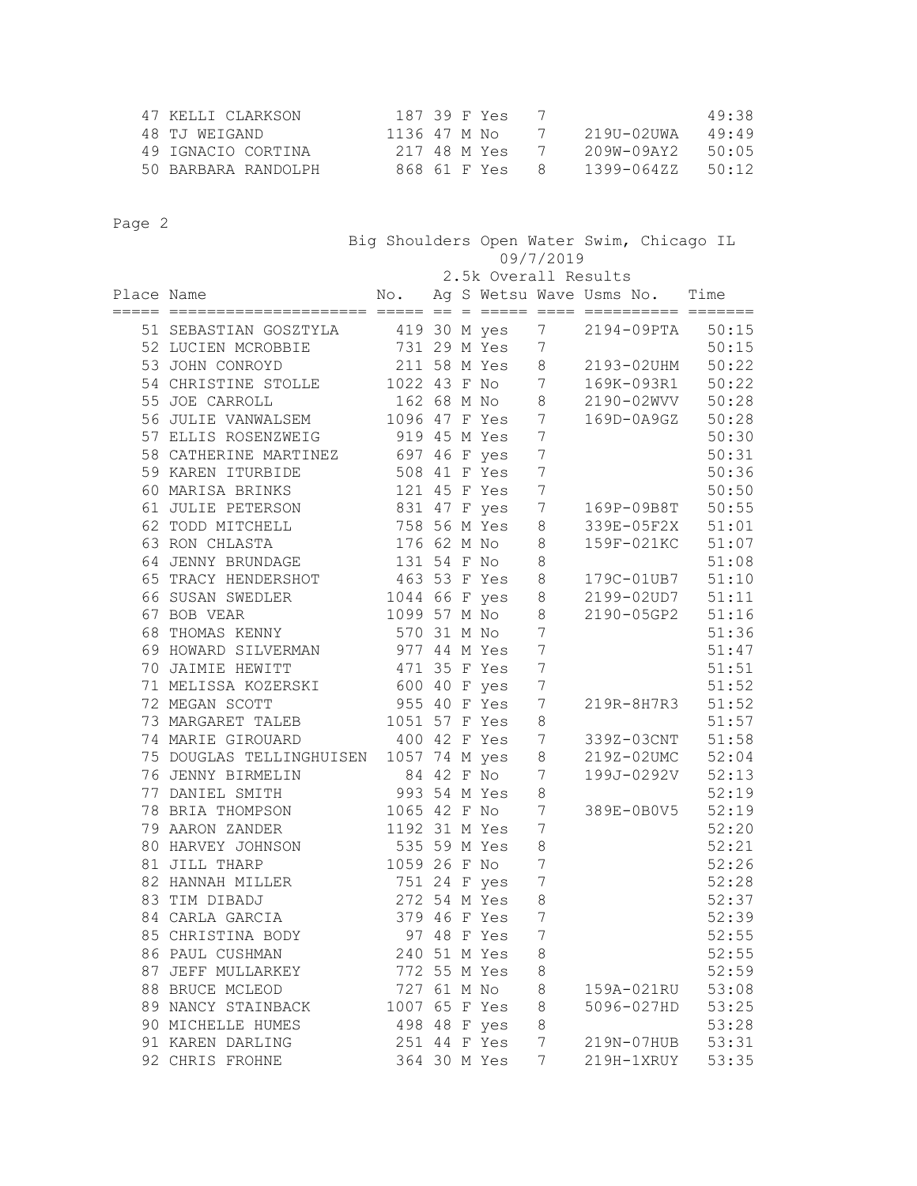| Place | Name | No. | Ag | S | Wetsu | Wave | Usms No. | Time |
|---|---|---|---|---|---|---|---|---|
| 47 | KELLI CLARKSON | 187 | 39 | F | Yes | 7 | | 49:38 |
| 48 | TJ WEIGAND | 1136 | 47 | M | No | 7 | 219U-02UWA | 49:49 |
| 49 | IGNACIO CORTINA | 217 | 48 | M | Yes | 7 | 209W-09AY2 | 50:05 |
| 50 | BARBARA RANDOLPH | 868 | 61 | F | Yes | 8 | 1399-064ZZ | 50:12 |

Page 2

Big Shoulders Open Water Swim, Chicago IL

09/7/2019

2.5k Overall Results

| Place | Name | No. | Ag | S | Wetsu | Wave | Usms No. | Time |
|---|---|---|---|---|---|---|---|---|
| 51 | SEBASTIAN GOSZTYLA | 419 | 30 | M | yes | 7 | 2194-09PTA | 50:15 |
| 52 | LUCIEN MCROBBIE | 731 | 29 | M | Yes | 7 | | 50:15 |
| 53 | JOHN CONROYD | 211 | 58 | M | Yes | 8 | 2193-02UHM | 50:22 |
| 54 | CHRISTINE STOLLE | 1022 | 43 | F | No | 7 | 169K-093R1 | 50:22 |
| 55 | JOE CARROLL | 162 | 68 | M | No | 8 | 2190-02WVV | 50:28 |
| 56 | JULIE VANWALSEM | 1096 | 47 | F | Yes | 7 | 169D-0A9GZ | 50:28 |
| 57 | ELLIS ROSENZWEIG | 919 | 45 | M | Yes | 7 | | 50:30 |
| 58 | CATHERINE MARTINEZ | 697 | 46 | F | yes | 7 | | 50:31 |
| 59 | KAREN ITURBIDE | 508 | 41 | F | Yes | 7 | | 50:36 |
| 60 | MARISA BRINKS | 121 | 45 | F | Yes | 7 | | 50:50 |
| 61 | JULIE PETERSON | 831 | 47 | F | yes | 7 | 169P-09B8T | 50:55 |
| 62 | TODD MITCHELL | 758 | 56 | M | Yes | 8 | 339E-05F2X | 51:01 |
| 63 | RON CHLASTA | 176 | 62 | M | No | 8 | 159F-021KC | 51:07 |
| 64 | JENNY BRUNDAGE | 131 | 54 | F | No | 8 | | 51:08 |
| 65 | TRACY HENDERSHOT | 463 | 53 | F | Yes | 8 | 179C-01UB7 | 51:10 |
| 66 | SUSAN SWEDLER | 1044 | 66 | F | yes | 8 | 2199-02UD7 | 51:11 |
| 67 | BOB VEAR | 1099 | 57 | M | No | 8 | 2190-05GP2 | 51:16 |
| 68 | THOMAS KENNY | 570 | 31 | M | No | 7 | | 51:36 |
| 69 | HOWARD SILVERMAN | 977 | 44 | M | Yes | 7 | | 51:47 |
| 70 | JAIMIE HEWITT | 471 | 35 | F | Yes | 7 | | 51:51 |
| 71 | MELISSA KOZERSKI | 600 | 40 | F | yes | 7 | | 51:52 |
| 72 | MEGAN SCOTT | 955 | 40 | F | Yes | 7 | 219R-8H7R3 | 51:52 |
| 73 | MARGARET TALEB | 1051 | 57 | F | Yes | 8 | | 51:57 |
| 74 | MARIE GIROUARD | 400 | 42 | F | Yes | 7 | 339Z-03CNT | 51:58 |
| 75 | DOUGLAS TELLINGHUISEN | 1057 | 74 | M | yes | 8 | 219Z-02UMC | 52:04 |
| 76 | JENNY BIRMELIN | 84 | 42 | F | No | 7 | 199J-0292V | 52:13 |
| 77 | DANIEL SMITH | 993 | 54 | M | Yes | 8 | | 52:19 |
| 78 | BRIA THOMPSON | 1065 | 42 | F | No | 7 | 389E-0B0V5 | 52:19 |
| 79 | AARON ZANDER | 1192 | 31 | M | Yes | 7 | | 52:20 |
| 80 | HARVEY JOHNSON | 535 | 59 | M | Yes | 8 | | 52:21 |
| 81 | JILL THARP | 1059 | 26 | F | No | 7 | | 52:26 |
| 82 | HANNAH MILLER | 751 | 24 | F | yes | 7 | | 52:28 |
| 83 | TIM DIBADJ | 272 | 54 | M | Yes | 8 | | 52:37 |
| 84 | CARLA GARCIA | 379 | 46 | F | Yes | 7 | | 52:39 |
| 85 | CHRISTINA BODY | 97 | 48 | F | Yes | 7 | | 52:55 |
| 86 | PAUL CUSHMAN | 240 | 51 | M | Yes | 8 | | 52:55 |
| 87 | JEFF MULLARKEY | 772 | 55 | M | Yes | 8 | | 52:59 |
| 88 | BRUCE MCLEOD | 727 | 61 | M | No | 8 | 159A-021RU | 53:08 |
| 89 | NANCY STAINBACK | 1007 | 65 | F | Yes | 8 | 5096-027HD | 53:25 |
| 90 | MICHELLE HUMES | 498 | 48 | F | yes | 8 | | 53:28 |
| 91 | KAREN DARLING | 251 | 44 | F | Yes | 7 | 219N-07HUB | 53:31 |
| 92 | CHRIS FROHNE | 364 | 30 | M | Yes | 7 | 219H-1XRUY | 53:35 |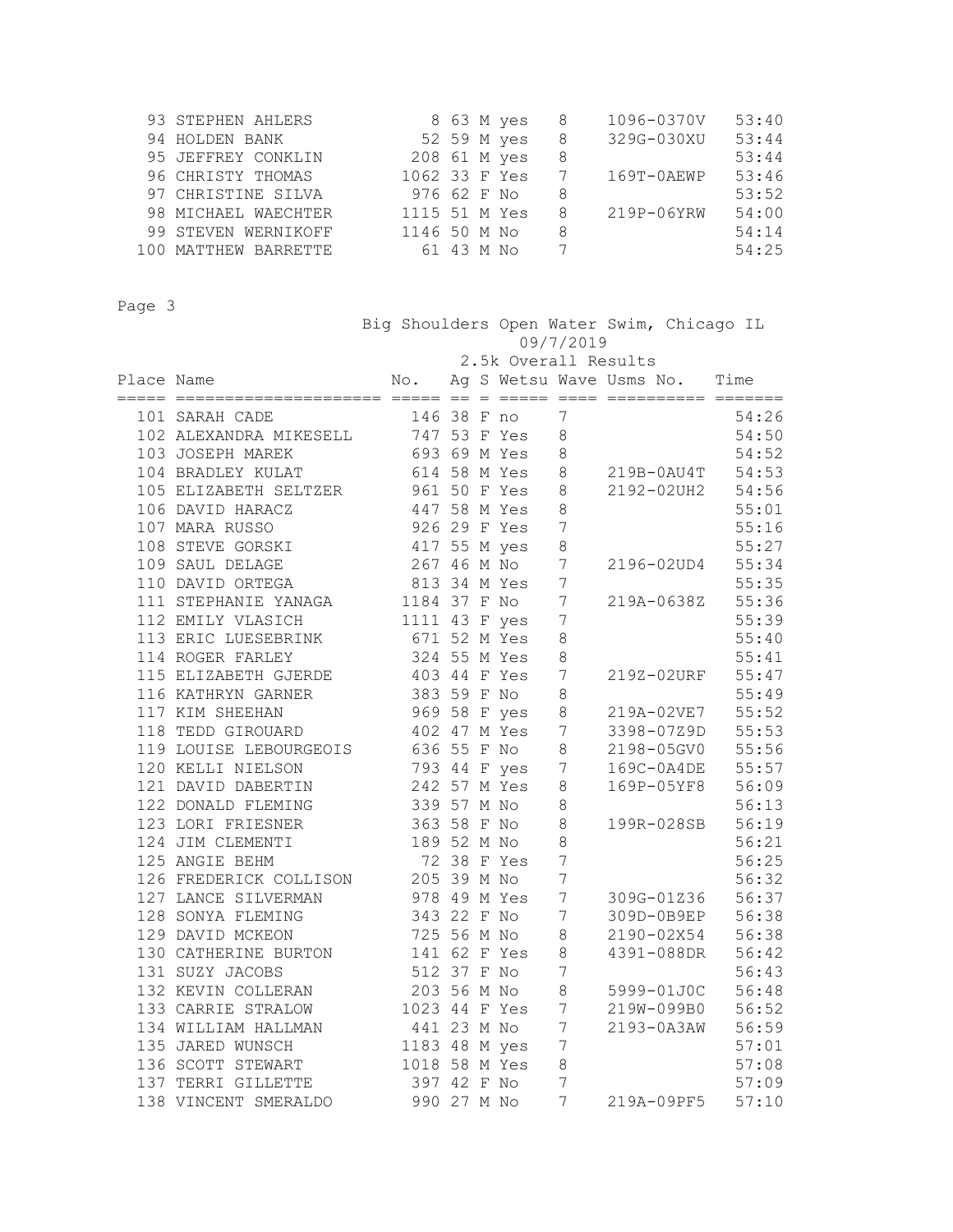| Place | Name | No. | Ag | S | Wetsu | Wave | Usms No. | Time |
|---|---|---|---|---|---|---|---|---|
| 93 | STEPHEN AHLERS | 8 | 63 | M | yes | 8 | 1096-0370V | 53:40 |
| 94 | HOLDEN BANK | 52 | 59 | M | yes | 8 | 329G-030XU | 53:44 |
| 95 | JEFFREY CONKLIN | 208 | 61 | M | yes | 8 | | 53:44 |
| 96 | CHRISTY THOMAS | 1062 | 33 | F | Yes | 7 | 169T-0AEWP | 53:46 |
| 97 | CHRISTINE SILVA | 976 | 62 | F | No | 8 | | 53:52 |
| 98 | MICHAEL WAECHTER | 1115 | 51 | M | Yes | 8 | 219P-06YRW | 54:00 |
| 99 | STEVEN WERNIKOFF | 1146 | 50 | M | No | 8 | | 54:14 |
| 100 | MATTHEW BARRETTE | 61 | 43 | M | No | 7 | | 54:25 |

Big Shoulders Open Water Swim, Chicago IL

09/7/2019

2.5k Overall Results

| Place | Name | No. | Ag | S | Wetsu | Wave | Usms No. | Time |
|---|---|---|---|---|---|---|---|---|
| 101 | SARAH CADE | 146 | 38 | F | no | 7 | | 54:26 |
| 102 | ALEXANDRA MIKESELL | 747 | 53 | F | Yes | 8 | | 54:50 |
| 103 | JOSEPH MAREK | 693 | 69 | M | Yes | 8 | | 54:52 |
| 104 | BRADLEY KULAT | 614 | 58 | M | Yes | 8 | 219B-0AU4T | 54:53 |
| 105 | ELIZABETH SELTZER | 961 | 50 | F | Yes | 8 | 2192-02UH2 | 54:56 |
| 106 | DAVID HARACZ | 447 | 58 | M | Yes | 8 | | 55:01 |
| 107 | MARA RUSSO | 926 | 29 | F | Yes | 7 | | 55:16 |
| 108 | STEVE GORSKI | 417 | 55 | M | yes | 8 | | 55:27 |
| 109 | SAUL DELAGE | 267 | 46 | M | No | 7 | 2196-02UD4 | 55:34 |
| 110 | DAVID ORTEGA | 813 | 34 | M | Yes | 7 | | 55:35 |
| 111 | STEPHANIE YANAGA | 1184 | 37 | F | No | 7 | 219A-0638Z | 55:36 |
| 112 | EMILY VLASICH | 1111 | 43 | F | yes | 7 | | 55:39 |
| 113 | ERIC LUESEBRINK | 671 | 52 | M | Yes | 8 | | 55:40 |
| 114 | ROGER FARLEY | 324 | 55 | M | Yes | 8 | | 55:41 |
| 115 | ELIZABETH GJERDE | 403 | 44 | F | Yes | 7 | 219Z-02URF | 55:47 |
| 116 | KATHRYN GARNER | 383 | 59 | F | No | 8 | | 55:49 |
| 117 | KIM SHEEHAN | 969 | 58 | F | yes | 8 | 219A-02VE7 | 55:52 |
| 118 | TEDD GIROUARD | 402 | 47 | M | Yes | 7 | 3398-07Z9D | 55:53 |
| 119 | LOUISE LEBOURGEOIS | 636 | 55 | F | No | 8 | 2198-05GV0 | 55:56 |
| 120 | KELLI NIELSON | 793 | 44 | F | yes | 7 | 169C-0A4DE | 55:57 |
| 121 | DAVID DABERTIN | 242 | 57 | M | Yes | 8 | 169P-05YF8 | 56:09 |
| 122 | DONALD FLEMING | 339 | 57 | M | No | 8 | | 56:13 |
| 123 | LORI FRIESNER | 363 | 58 | F | No | 8 | 199R-028SB | 56:19 |
| 124 | JIM CLEMENTI | 189 | 52 | M | No | 8 | | 56:21 |
| 125 | ANGIE BEHM | 72 | 38 | F | Yes | 7 | | 56:25 |
| 126 | FREDERICK COLLISON | 205 | 39 | M | No | 7 | | 56:32 |
| 127 | LANCE SILVERMAN | 978 | 49 | M | Yes | 7 | 309G-01Z36 | 56:37 |
| 128 | SONYA FLEMING | 343 | 22 | F | No | 7 | 309D-0B9EP | 56:38 |
| 129 | DAVID MCKEON | 725 | 56 | M | No | 8 | 2190-02X54 | 56:38 |
| 130 | CATHERINE BURTON | 141 | 62 | F | Yes | 8 | 4391-088DR | 56:42 |
| 131 | SUZY JACOBS | 512 | 37 | F | No | 7 | | 56:43 |
| 132 | KEVIN COLLERAN | 203 | 56 | M | No | 8 | 5999-01J0C | 56:48 |
| 133 | CARRIE STRALOW | 1023 | 44 | F | Yes | 7 | 219W-099B0 | 56:52 |
| 134 | WILLIAM HALLMAN | 441 | 23 | M | No | 7 | 2193-0A3AW | 56:59 |
| 135 | JARED WUNSCH | 1183 | 48 | M | yes | 7 | | 57:01 |
| 136 | SCOTT STEWART | 1018 | 58 | M | Yes | 8 | | 57:08 |
| 137 | TERRI GILLETTE | 397 | 42 | F | No | 7 | | 57:09 |
| 138 | VINCENT SMERALDO | 990 | 27 | M | No | 7 | 219A-09PF5 | 57:10 |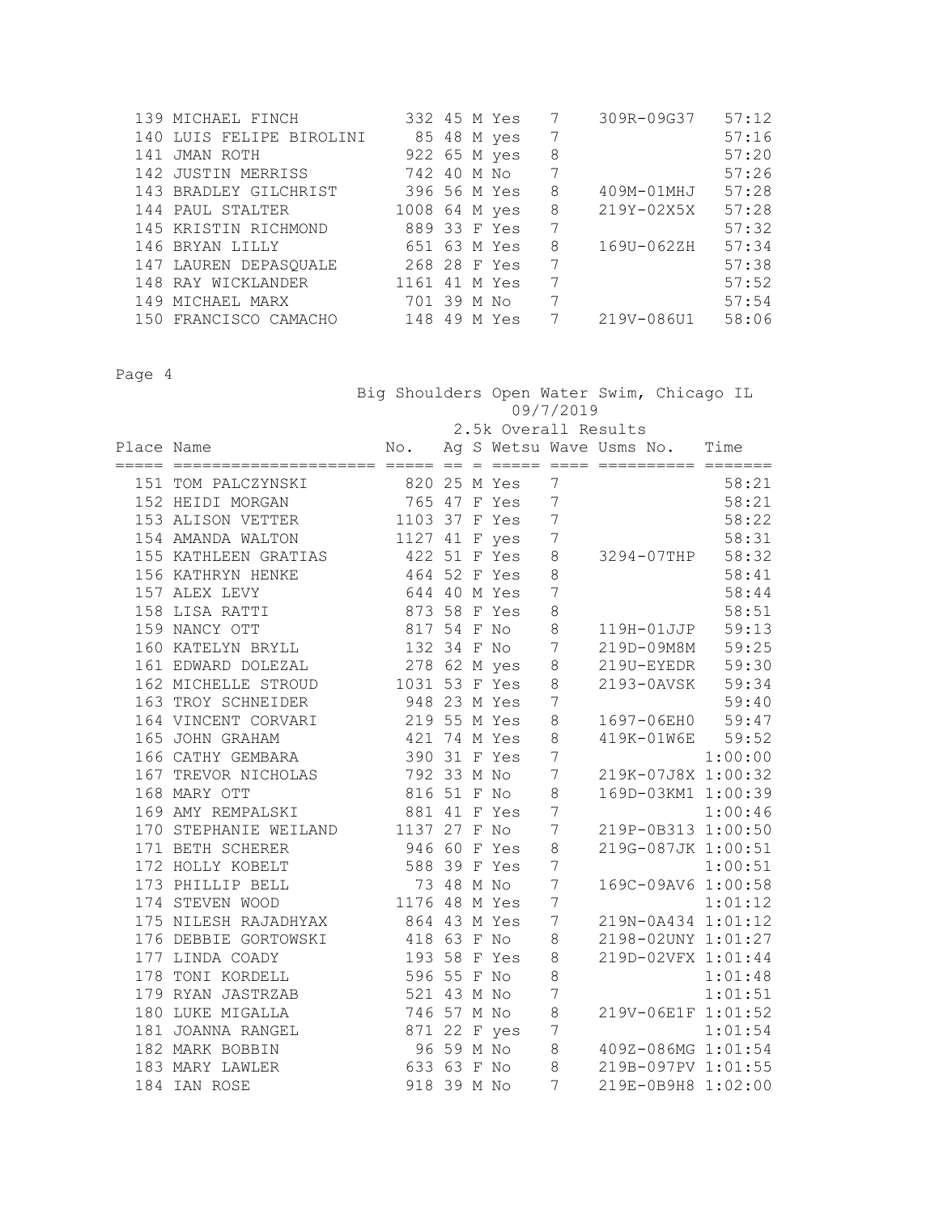| Place | Name | No. | Ag | S | Wetsu | Wave | Usms No. | Time |
|---|---|---|---|---|---|---|---|---|
| 139 | MICHAEL FINCH | 332 | 45 | M | Yes | 7 | 309R-09G37 | 57:12 |
| 140 | LUIS FELIPE BIROLINI | 85 | 48 | M | yes | 7 | | 57:16 |
| 141 | JMAN ROTH | 922 | 65 | M | yes | 8 | | 57:20 |
| 142 | JUSTIN MERRISS | 742 | 40 | M | No | 7 | | 57:26 |
| 143 | BRADLEY GILCHRIST | 396 | 56 | M | Yes | 8 | 409M-01MHJ | 57:28 |
| 144 | PAUL STALTER | 1008 | 64 | M | yes | 8 | 219Y-02X5X | 57:28 |
| 145 | KRISTIN RICHMOND | 889 | 33 | F | Yes | 7 | | 57:32 |
| 146 | BRYAN LILLY | 651 | 63 | M | Yes | 8 | 169U-062ZH | 57:34 |
| 147 | LAUREN DEPASQUALE | 268 | 28 | F | Yes | 7 | | 57:38 |
| 148 | RAY WICKLANDER | 1161 | 41 | M | Yes | 7 | | 57:52 |
| 149 | MICHAEL MARX | 701 | 39 | M | No | 7 | | 57:54 |
| 150 | FRANCISCO CAMACHO | 148 | 49 | M | Yes | 7 | 219V-086U1 | 58:06 |

Big Shoulders Open Water Swim, Chicago IL

09/7/2019

2.5k Overall Results

| Place | Name | No. | Ag | S | Wetsu | Wave | Usms No. | Time |
|---|---|---|---|---|---|---|---|---|
| 151 | TOM PALCZYNSKI | 820 | 25 | M | Yes | 7 | | 58:21 |
| 152 | HEIDI MORGAN | 765 | 47 | F | Yes | 7 | | 58:21 |
| 153 | ALISON VETTER | 1103 | 37 | F | Yes | 7 | | 58:22 |
| 154 | AMANDA WALTON | 1127 | 41 | F | yes | 7 | | 58:31 |
| 155 | KATHLEEN GRATIAS | 422 | 51 | F | Yes | 8 | 3294-07THP | 58:32 |
| 156 | KATHRYN HENKE | 464 | 52 | F | Yes | 8 | | 58:41 |
| 157 | ALEX LEVY | 644 | 40 | M | Yes | 7 | | 58:44 |
| 158 | LISA RATTI | 873 | 58 | F | Yes | 8 | | 58:51 |
| 159 | NANCY OTT | 817 | 54 | F | No | 8 | 119H-01JJP | 59:13 |
| 160 | KATELYN BRYLL | 132 | 34 | F | No | 7 | 219D-09M8M | 59:25 |
| 161 | EDWARD DOLEZAL | 278 | 62 | M | yes | 8 | 219U-EYEDR | 59:30 |
| 162 | MICHELLE STROUD | 1031 | 53 | F | Yes | 8 | 2193-0AVSK | 59:34 |
| 163 | TROY SCHNEIDER | 948 | 23 | M | Yes | 7 | | 59:40 |
| 164 | VINCENT CORVARI | 219 | 55 | M | Yes | 8 | 1697-06EH0 | 59:47 |
| 165 | JOHN GRAHAM | 421 | 74 | M | Yes | 8 | 419K-01W6E | 59:52 |
| 166 | CATHY GEMBARA | 390 | 31 | F | Yes | 7 | | 1:00:00 |
| 167 | TREVOR NICHOLAS | 792 | 33 | M | No | 7 | 219K-07J8X | 1:00:32 |
| 168 | MARY OTT | 816 | 51 | F | No | 8 | 169D-03KM1 | 1:00:39 |
| 169 | AMY REMPALSKI | 881 | 41 | F | Yes | 7 | | 1:00:46 |
| 170 | STEPHANIE WEILAND | 1137 | 27 | F | No | 7 | 219P-0B313 | 1:00:50 |
| 171 | BETH SCHERER | 946 | 60 | F | Yes | 8 | 219G-087JK | 1:00:51 |
| 172 | HOLLY KOBELT | 588 | 39 | F | Yes | 7 | | 1:00:51 |
| 173 | PHILLIP BELL | 73 | 48 | M | No | 7 | 169C-09AV6 | 1:00:58 |
| 174 | STEVEN WOOD | 1176 | 48 | M | Yes | 7 | | 1:01:12 |
| 175 | NILESH RAJADHYAX | 864 | 43 | M | Yes | 7 | 219N-0A434 | 1:01:12 |
| 176 | DEBBIE GORTOWSKI | 418 | 63 | F | No | 8 | 2198-02UNY | 1:01:27 |
| 177 | LINDA COADY | 193 | 58 | F | Yes | 8 | 219D-02VFX | 1:01:44 |
| 178 | TONI KORDELL | 596 | 55 | F | No | 8 | | 1:01:48 |
| 179 | RYAN JASTRZAB | 521 | 43 | M | No | 7 | | 1:01:51 |
| 180 | LUKE MIGALLA | 746 | 57 | M | No | 8 | 219V-06E1F | 1:01:52 |
| 181 | JOANNA RANGEL | 871 | 22 | F | yes | 7 | | 1:01:54 |
| 182 | MARK BOBBIN | 96 | 59 | M | No | 8 | 409Z-086MG | 1:01:54 |
| 183 | MARY LAWLER | 633 | 63 | F | No | 8 | 219B-097PV | 1:01:55 |
| 184 | IAN ROSE | 918 | 39 | M | No | 7 | 219E-0B9H8 | 1:02:00 |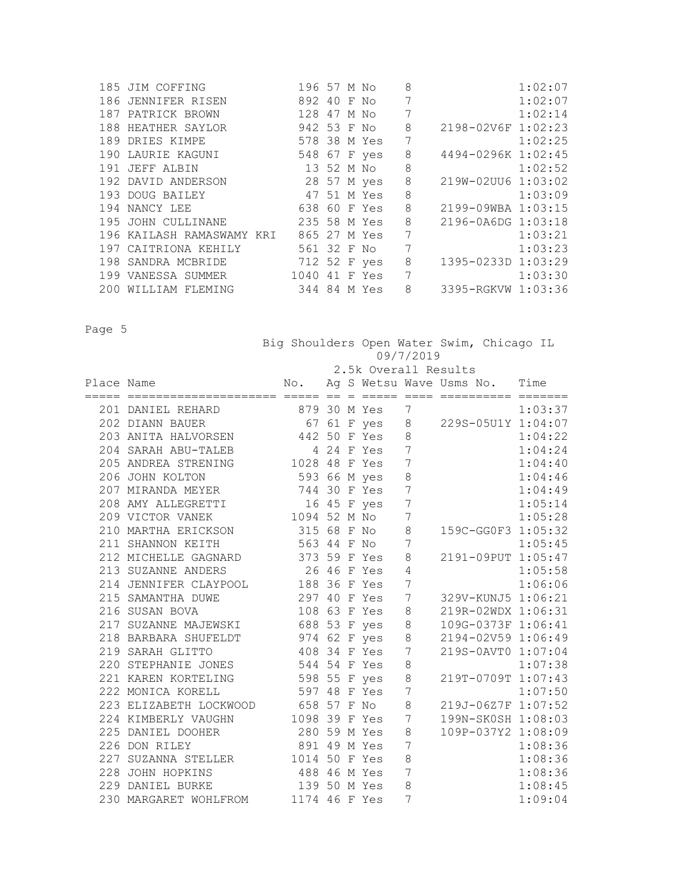| Place | Name | No. | Ag | S | Wetsu | Wave | Usms No. | Time |
|---|---|---|---|---|---|---|---|---|
| 185 | JIM COFFING | 196 | 57 | M | No | 8 | | 1:02:07 |
| 186 | JENNIFER RISEN | 892 | 40 | F | No | 7 | | 1:02:07 |
| 187 | PATRICK BROWN | 128 | 47 | M | No | 7 | | 1:02:14 |
| 188 | HEATHER SAYLOR | 942 | 53 | F | No | 8 | 2198-02V6F | 1:02:23 |
| 189 | DRIES KIMPE | 578 | 38 | M | Yes | 7 | | 1:02:25 |
| 190 | LAURIE KAGUNI | 548 | 67 | F | yes | 8 | 4494-0296K | 1:02:45 |
| 191 | JEFF ALBIN | 13 | 52 | M | No | 8 | | 1:02:52 |
| 192 | DAVID ANDERSON | 28 | 57 | M | yes | 8 | 219W-02UU6 | 1:03:02 |
| 193 | DOUG BAILEY | 47 | 51 | M | Yes | 8 | | 1:03:09 |
| 194 | NANCY LEE | 638 | 60 | F | Yes | 8 | 2199-09WBA | 1:03:15 |
| 195 | JOHN CULLINANE | 235 | 58 | M | Yes | 8 | 2196-0A6DG | 1:03:18 |
| 196 | KAILASH RAMASWAMY KRI | 865 | 27 | M | Yes | 7 | | 1:03:21 |
| 197 | CAITRIONA KEHILY | 561 | 32 | F | No | 7 | | 1:03:23 |
| 198 | SANDRA MCBRIDE | 712 | 52 | F | yes | 8 | 1395-0233D | 1:03:29 |
| 199 | VANESSA SUMMER | 1040 | 41 | F | Yes | 7 | | 1:03:30 |
| 200 | WILLIAM FLEMING | 344 | 84 | M | Yes | 8 | 3395-RGKVW | 1:03:36 |

Big Shoulders Open Water Swim, Chicago IL
09/7/2019

2.5k Overall Results

| Place | Name | No. | Ag | S | Wetsu | Wave | Usms No. | Time |
|---|---|---|---|---|---|---|---|---|
| 201 | DANIEL REHARD | 879 | 30 | M | Yes | 7 | | 1:03:37 |
| 202 | DIANN BAUER | 67 | 61 | F | yes | 8 | 229S-05U1Y | 1:04:07 |
| 203 | ANITA HALVORSEN | 442 | 50 | F | Yes | 8 | | 1:04:22 |
| 204 | SARAH ABU-TALEB | 4 | 24 | F | Yes | 7 | | 1:04:24 |
| 205 | ANDREA STRENING | 1028 | 48 | F | Yes | 7 | | 1:04:40 |
| 206 | JOHN KOLTON | 593 | 66 | M | yes | 8 | | 1:04:46 |
| 207 | MIRANDA MEYER | 744 | 30 | F | Yes | 7 | | 1:04:49 |
| 208 | AMY ALLEGRETTI | 16 | 45 | F | yes | 7 | | 1:05:14 |
| 209 | VICTOR VANEK | 1094 | 52 | M | No | 7 | | 1:05:28 |
| 210 | MARTHA ERICKSON | 315 | 68 | F | No | 8 | 159C-GG0F3 | 1:05:32 |
| 211 | SHANNON KEITH | 563 | 44 | F | No | 7 | | 1:05:45 |
| 212 | MICHELLE GAGNARD | 373 | 59 | F | Yes | 8 | 2191-09PUT | 1:05:47 |
| 213 | SUZANNE ANDERS | 26 | 46 | F | Yes | 4 | | 1:05:58 |
| 214 | JENNIFER CLAYPOOL | 188 | 36 | F | Yes | 7 | | 1:06:06 |
| 215 | SAMANTHA DUWE | 297 | 40 | F | Yes | 7 | 329V-KUNJ5 | 1:06:21 |
| 216 | SUSAN BOVA | 108 | 63 | F | Yes | 8 | 219R-02WDX | 1:06:31 |
| 217 | SUZANNE MAJEWSKI | 688 | 53 | F | yes | 8 | 109G-0373F | 1:06:41 |
| 218 | BARBARA SHUFELDT | 974 | 62 | F | yes | 8 | 2194-02V59 | 1:06:49 |
| 219 | SARAH GLITTO | 408 | 34 | F | Yes | 7 | 219S-0AVT0 | 1:07:04 |
| 220 | STEPHANIE JONES | 544 | 54 | F | Yes | 8 | | 1:07:38 |
| 221 | KAREN KORTELING | 598 | 55 | F | yes | 8 | 219T-0709T | 1:07:43 |
| 222 | MONICA KORELL | 597 | 48 | F | Yes | 7 | | 1:07:50 |
| 223 | ELIZABETH LOCKWOOD | 658 | 57 | F | No | 8 | 219J-06Z7F | 1:07:52 |
| 224 | KIMBERLY VAUGHN | 1098 | 39 | F | Yes | 7 | 199N-SK0SH | 1:08:03 |
| 225 | DANIEL DOOHER | 280 | 59 | M | Yes | 8 | 109P-037Y2 | 1:08:09 |
| 226 | DON RILEY | 891 | 49 | M | Yes | 7 | | 1:08:36 |
| 227 | SUZANNA STELLER | 1014 | 50 | F | Yes | 8 | | 1:08:36 |
| 228 | JOHN HOPKINS | 488 | 46 | M | Yes | 7 | | 1:08:36 |
| 229 | DANIEL BURKE | 139 | 50 | M | Yes | 8 | | 1:08:45 |
| 230 | MARGARET WOHLFROM | 1174 | 46 | F | Yes | 7 | | 1:09:04 |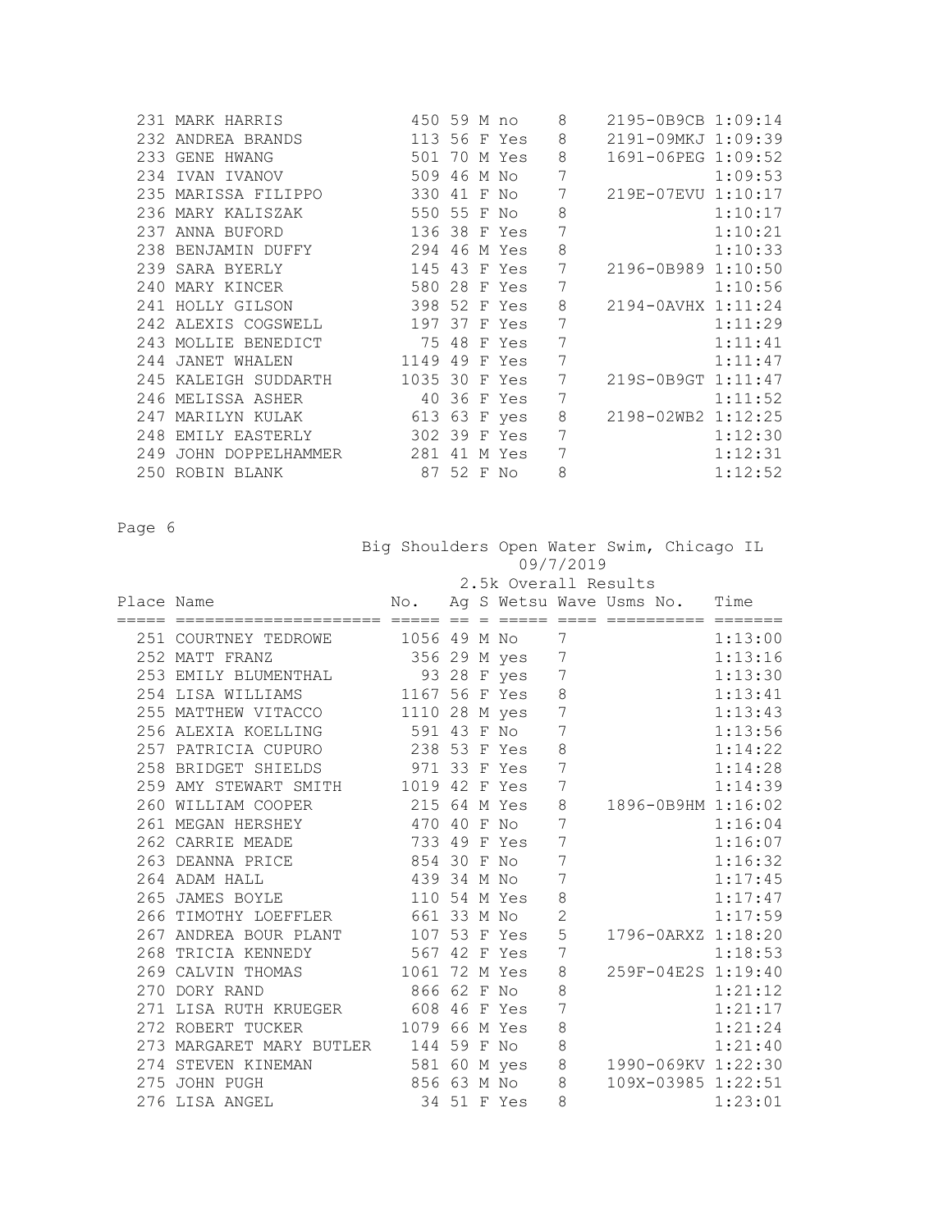| Place | Name | No. | Ag | S | Wetsu | Wave | Usms No. | Time |
|---|---|---|---|---|---|---|---|---|
| 231 | MARK HARRIS | 450 | 59 | M | no | 8 | 2195-0B9CB | 1:09:14 |
| 232 | ANDREA BRANDS | 113 | 56 | F | Yes | 8 | 2191-09MKJ | 1:09:39 |
| 233 | GENE HWANG | 501 | 70 | M | Yes | 8 | 1691-06PEG | 1:09:52 |
| 234 | IVAN IVANOV | 509 | 46 | M | No | 7 | | 1:09:53 |
| 235 | MARISSA FILIPPO | 330 | 41 | F | No | 7 | 219E-07EVU | 1:10:17 |
| 236 | MARY KALISZAK | 550 | 55 | F | No | 8 | | 1:10:17 |
| 237 | ANNA BUFORD | 136 | 38 | F | Yes | 7 | | 1:10:21 |
| 238 | BENJAMIN DUFFY | 294 | 46 | M | Yes | 8 | | 1:10:33 |
| 239 | SARA BYERLY | 145 | 43 | F | Yes | 7 | 2196-0B989 | 1:10:50 |
| 240 | MARY KINCER | 580 | 28 | F | Yes | 7 | | 1:10:56 |
| 241 | HOLLY GILSON | 398 | 52 | F | Yes | 8 | 2194-0AVHX | 1:11:24 |
| 242 | ALEXIS COGSWELL | 197 | 37 | F | Yes | 7 | | 1:11:29 |
| 243 | MOLLIE BENEDICT | 75 | 48 | F | Yes | 7 | | 1:11:41 |
| 244 | JANET WHALEN | 1149 | 49 | F | Yes | 7 | | 1:11:47 |
| 245 | KALEIGH SUDDARTH | 1035 | 30 | F | Yes | 7 | 219S-0B9GT | 1:11:47 |
| 246 | MELISSA ASHER | 40 | 36 | F | Yes | 7 | | 1:11:52 |
| 247 | MARILYN KULAK | 613 | 63 | F | yes | 8 | 2198-02WB2 | 1:12:25 |
| 248 | EMILY EASTERLY | 302 | 39 | F | Yes | 7 | | 1:12:30 |
| 249 | JOHN DOPPELHAMMER | 281 | 41 | M | Yes | 7 | | 1:12:31 |
| 250 | ROBIN BLANK | 87 | 52 | F | No | 8 | | 1:12:52 |

Big Shoulders Open Water Swim, Chicago IL
09/7/2019

2.5k Overall Results

| Place | Name | No. | Ag | S | Wetsu | Wave | Usms No. | Time |
|---|---|---|---|---|---|---|---|---|
| 251 | COURTNEY TEDROWE | 1056 | 49 | M | No | 7 | | 1:13:00 |
| 252 | MATT FRANZ | 356 | 29 | M | yes | 7 | | 1:13:16 |
| 253 | EMILY BLUMENTHAL | 93 | 28 | F | yes | 7 | | 1:13:30 |
| 254 | LISA WILLIAMS | 1167 | 56 | F | Yes | 8 | | 1:13:41 |
| 255 | MATTHEW VITACCO | 1110 | 28 | M | yes | 7 | | 1:13:43 |
| 256 | ALEXIA KOELLING | 591 | 43 | F | No | 7 | | 1:13:56 |
| 257 | PATRICIA CUPURO | 238 | 53 | F | Yes | 8 | | 1:14:22 |
| 258 | BRIDGET SHIELDS | 971 | 33 | F | Yes | 7 | | 1:14:28 |
| 259 | AMY STEWART SMITH | 1019 | 42 | F | Yes | 7 | | 1:14:39 |
| 260 | WILLIAM COOPER | 215 | 64 | M | Yes | 8 | 1896-0B9HM | 1:16:02 |
| 261 | MEGAN HERSHEY | 470 | 40 | F | No | 7 | | 1:16:04 |
| 262 | CARRIE MEADE | 733 | 49 | F | Yes | 7 | | 1:16:07 |
| 263 | DEANNA PRICE | 854 | 30 | F | No | 7 | | 1:16:32 |
| 264 | ADAM HALL | 439 | 34 | M | No | 7 | | 1:17:45 |
| 265 | JAMES BOYLE | 110 | 54 | M | Yes | 8 | | 1:17:47 |
| 266 | TIMOTHY LOEFFLER | 661 | 33 | M | No | 2 | | 1:17:59 |
| 267 | ANDREA BOUR PLANT | 107 | 53 | F | Yes | 5 | 1796-0ARXZ | 1:18:20 |
| 268 | TRICIA KENNEDY | 567 | 42 | F | Yes | 7 | | 1:18:53 |
| 269 | CALVIN THOMAS | 1061 | 72 | M | Yes | 8 | 259F-04E2S | 1:19:40 |
| 270 | DORY RAND | 866 | 62 | F | No | 8 | | 1:21:12 |
| 271 | LISA RUTH KRUEGER | 608 | 46 | F | Yes | 7 | | 1:21:17 |
| 272 | ROBERT TUCKER | 1079 | 66 | M | Yes | 8 | | 1:21:24 |
| 273 | MARGARET MARY BUTLER | 144 | 59 | F | No | 8 | | 1:21:40 |
| 274 | STEVEN KINEMAN | 581 | 60 | M | yes | 8 | 1990-069KV | 1:22:30 |
| 275 | JOHN PUGH | 856 | 63 | M | No | 8 | 109X-03985 | 1:22:51 |
| 276 | LISA ANGEL | 34 | 51 | F | Yes | 8 | | 1:23:01 |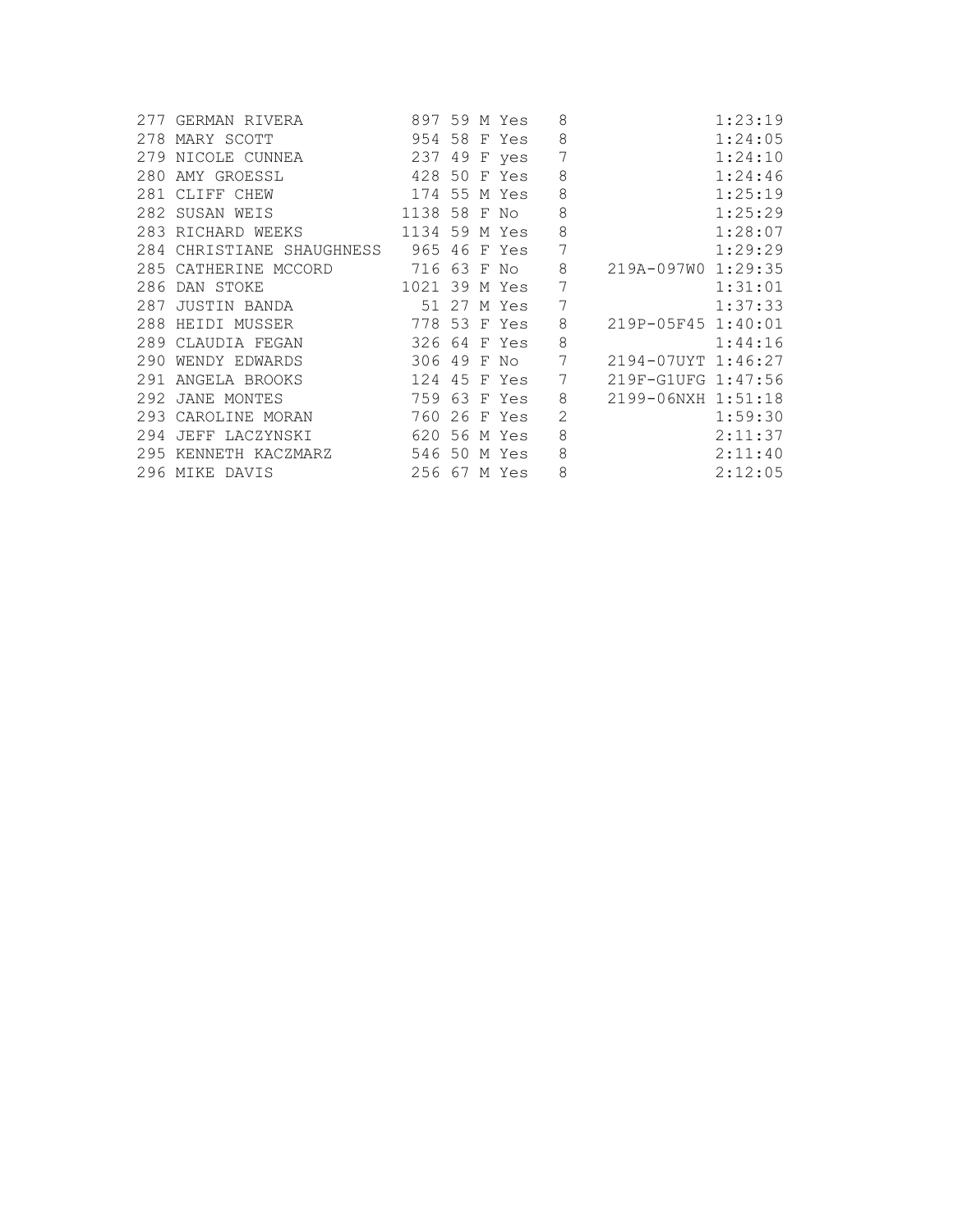| | | | | | | | | |
|---|---|---|---|---|---|---|---|---|
| 277 | GERMAN RIVERA | 897 | 59 | M | Yes | 8 | | 1:23:19 |
| 278 | MARY SCOTT | 954 | 58 | F | Yes | 8 | | 1:24:05 |
| 279 | NICOLE CUNNEA | 237 | 49 | F | yes | 7 | | 1:24:10 |
| 280 | AMY GROESSL | 428 | 50 | F | Yes | 8 | | 1:24:46 |
| 281 | CLIFF CHEW | 174 | 55 | M | Yes | 8 | | 1:25:19 |
| 282 | SUSAN WEIS | 1138 | 58 | F | No | 8 | | 1:25:29 |
| 283 | RICHARD WEEKS | 1134 | 59 | M | Yes | 8 | | 1:28:07 |
| 284 | CHRISTIANE SHAUGHNESS | 965 | 46 | F | Yes | 7 | | 1:29:29 |
| 285 | CATHERINE MCCORD | 716 | 63 | F | No | 8 | 219A-097W0 | 1:29:35 |
| 286 | DAN STOKE | 1021 | 39 | M | Yes | 7 | | 1:31:01 |
| 287 | JUSTIN BANDA | 51 | 27 | M | Yes | 7 | | 1:37:33 |
| 288 | HEIDI MUSSER | 778 | 53 | F | Yes | 8 | 219P-05F45 | 1:40:01 |
| 289 | CLAUDIA FEGAN | 326 | 64 | F | Yes | 8 | | 1:44:16 |
| 290 | WENDY EDWARDS | 306 | 49 | F | No | 7 | 2194-07UYT | 1:46:27 |
| 291 | ANGELA BROOKS | 124 | 45 | F | Yes | 7 | 219F-G1UFG | 1:47:56 |
| 292 | JANE MONTES | 759 | 63 | F | Yes | 8 | 2199-06NXH | 1:51:18 |
| 293 | CAROLINE MORAN | 760 | 26 | F | Yes | 2 | | 1:59:30 |
| 294 | JEFF LACZYNSKI | 620 | 56 | M | Yes | 8 | | 2:11:37 |
| 295 | KENNETH KACZMARZ | 546 | 50 | M | Yes | 8 | | 2:11:40 |
| 296 | MIKE DAVIS | 256 | 67 | M | Yes | 8 | | 2:12:05 |